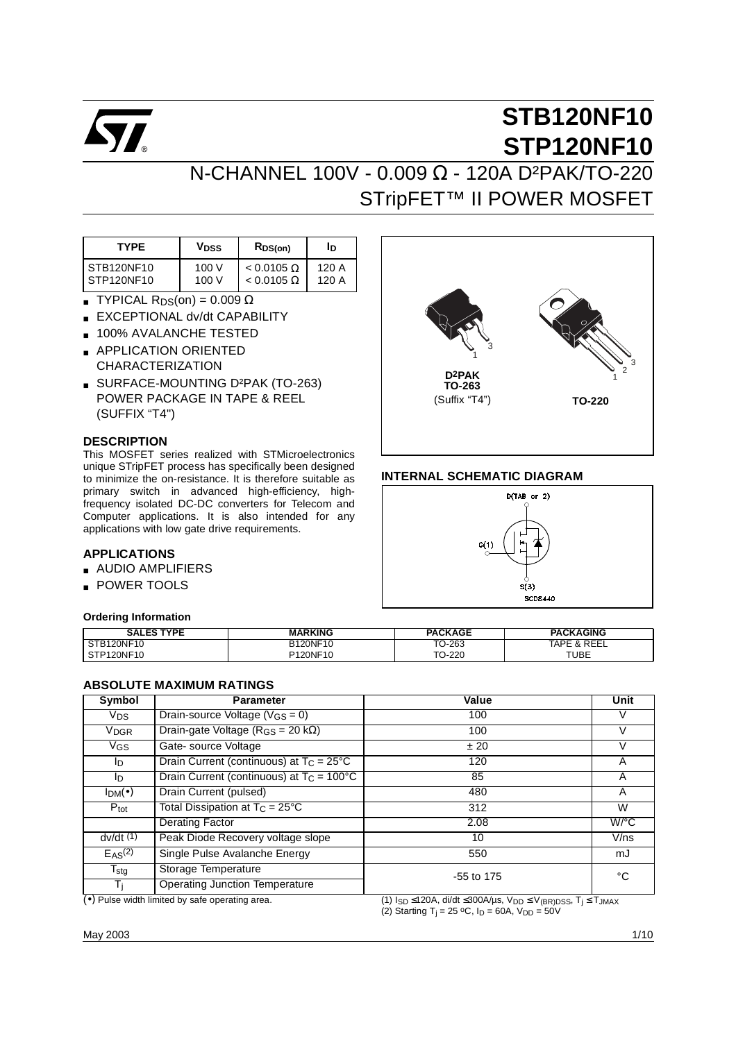# STB120NF10
# STP120NF10

## N-CHANNEL 100V - 0.009 Ω - 120A D²PAK/TO-220
## STripFET™ II POWER MOSFET

| TYPE | $V_{DSS}$ | $R_{DS(on)}$ | $I_D$ |
|---|---|---|---|
| STB120NF10 | 100 V | < 0.0105 Ω | 120 A |
| STP120NF10 | 100 V | < 0.0105 Ω | 120 A |

- TYPICAL $R_{DS}$(on) = 0.009 Ω
- EXCEPTIONAL dv/dt CAPABILITY
- 100% AVALANCHE TESTED
- APPLICATION ORIENTED CHARACTERIZATION
- SURFACE-MOUNTING D²PAK (TO-263) POWER PACKAGE IN TAPE & REEL (SUFFIX "T4")

D²PAK TO-263 (Suffix "T4")

TO-220

### DESCRIPTION

This MOSFET series realized with STMicroelectronics unique STripFET process has specifically been designed to minimize the on-resistance. It is therefore suitable as primary switch in advanced high-efficiency, high-frequency isolated DC-DC converters for Telecom and Computer applications. It is also intended for any applications with low gate drive requirements.

### INTERNAL SCHEMATIC DIAGRAM

D(TAB or 2)

G(1)

S(3)

SC08440

### APPLICATIONS

- AUDIO AMPLIFIERS
- POWER TOOLS

#### Ordering Information

| SALES TYPE | MARKING | PACKAGE | PACKAGING |
|---|---|---|---|
| STB120NF10 | B120NF10 | TO-263 | TAPE & REEL |
| STP120NF10 | P120NF10 | TO-220 | TUBE |

### ABSOLUTE MAXIMUM RATINGS

| Symbol | Parameter | Value | Unit |
|---|---|---|---|
| $V_{DS}$ | Drain-source Voltage ($V_{GS}$ = 0) | 100 | V |
| $V_{DGR}$ | Drain-gate Voltage ($R_{GS}$ = 20 kΩ) | 100 | V |
| $V_{GS}$ | Gate- source Voltage | ± 20 | V |
| $I_D$ | Drain Current (continuous) at $T_C$ = 25°C | 120 | A |
| $I_D$ | Drain Current (continuous) at $T_C$ = 100°C | 85 | A |
| $I_{DM}$(•) | Drain Current (pulsed) | 480 | A |
| $P_{tot}$ | Total Dissipation at $T_C$ = 25°C | 312 | W |
| | Derating Factor | 2.08 | W/°C |
| dv/dt (1) | Peak Diode Recovery voltage slope | 10 | V/ns |
| $E_{AS}$(2) | Single Pulse Avalanche Energy | 550 | mJ |
| $T_{stg}$ | Storage Temperature | -55 to 175 | °C |
| $T_j$ | Operating Junction Temperature | | |

(•) Pulse width limited by safe operating area.

(1) $I_{SD}$ ≤120A, di/dt ≤300A/µs, $V_{DD}$ ≤ $V_{(BR)DSS}$, $T_j$ ≤ $T_{JMAX}$
(2) Starting $T_j$ = 25 °C, $I_D$ = 60A, $V_{DD}$ = 50V

May 2003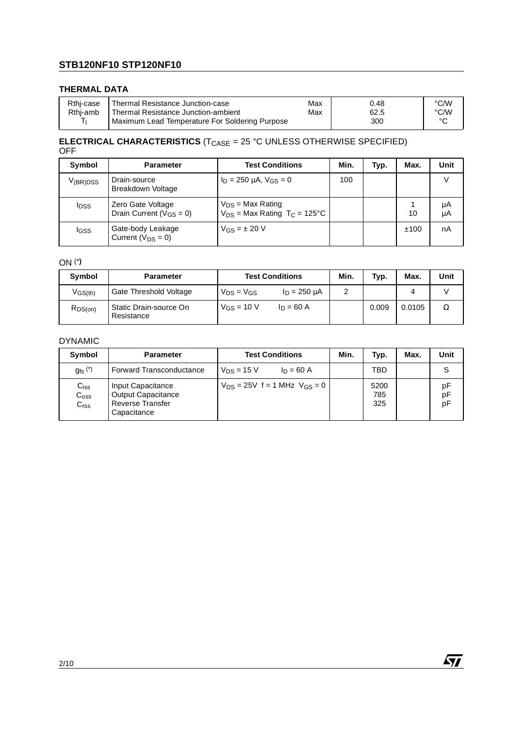## THERMAL DATA

| | | | | |
|---|---|---|---|---|
| Rthj-case | Thermal Resistance Junction-case | Max | 0.48 | °C/W |
| Rthj-amb | Thermal Resistance Junction-ambient | Max | 62.5 | °C/W |
| $T_l$ | Maximum Lead Temperature For Soldering Purpose | | 300 | °C |

## ELECTRICAL CHARACTERISTICS ($T_{CASE}$ = 25 °C UNLESS OTHERWISE SPECIFIED)

OFF

| Symbol | Parameter | Test Conditions | Min. | Typ. | Max. | Unit |
|---|---|---|---|---|---|---|
| $V_{(BR)DSS}$ | Drain-source Breakdown Voltage | $I_D$ = 250 µA, $V_{GS}$ = 0 | 100 | | | V |
| $I_{DSS}$ | Zero Gate Voltage Drain Current ($V_{GS}$ = 0) | $V_{DS}$ = Max Rating<br>$V_{DS}$ = Max Rating $T_C$ = 125°C | | | 1<br>10 | µA<br>µA |
| $I_{GSS}$ | Gate-body Leakage Current ($V_{DS}$ = 0) | $V_{GS}$ = ± 20 V | | | ±100 | nA |

ON (*)

| Symbol | Parameter | Test Conditions | Min. | Typ. | Max. | Unit |
|---|---|---|---|---|---|---|
| $V_{GS(th)}$ | Gate Threshold Voltage | $V_{DS}$ = $V_{GS}$ $I_D$ = 250 µA | 2 | | 4 | V |
| $R_{DS(on)}$ | Static Drain-source On Resistance | $V_{GS}$ = 10 V $I_D$ = 60 A | | 0.009 | 0.0105 | Ω |

DYNAMIC

| Symbol | Parameter | Test Conditions | Min. | Typ. | Max. | Unit |
|---|---|---|---|---|---|---|
| $g_{fs}$ (*) | Forward Transconductance | $V_{DS}$ = 15 V $I_D$ = 60 A | | TBD | | S |
| $C_{iss}$<br>$C_{oss}$<br>$C_{rss}$ | Input Capacitance<br>Output Capacitance<br>Reverse Transfer Capacitance | $V_{DS}$ = 25V f = 1 MHz $V_{GS}$ = 0 | | 5200<br>785<br>325 | | pF<br>pF<br>pF |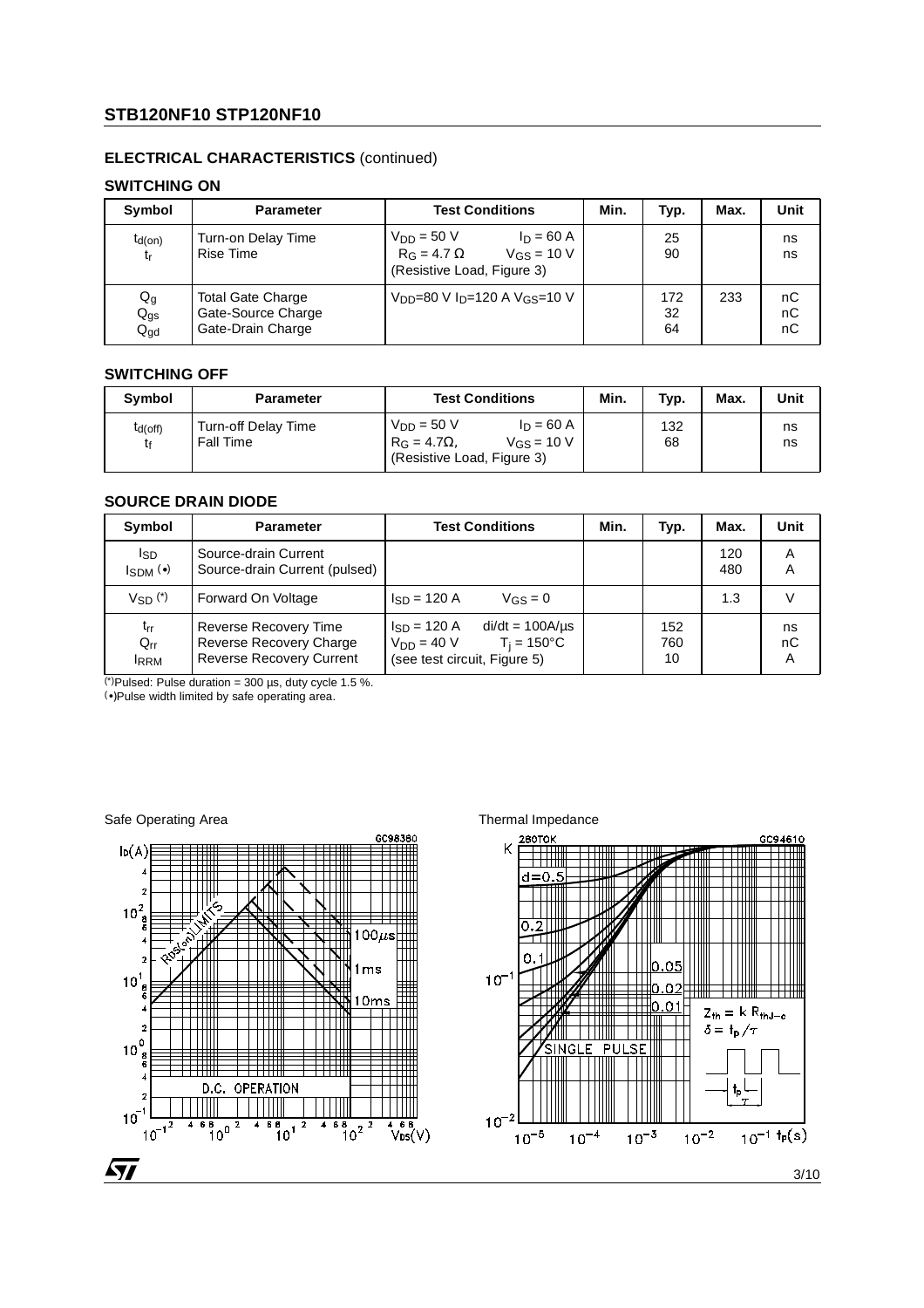## ELECTRICAL CHARACTERISTICS (continued)

### SWITCHING ON

| Symbol | Parameter | Test Conditions | Min. | Typ. | Max. | Unit |
|---|---|---|---|---|---|---|
| $t_{d(on)}$<br>$t_r$ | Turn-on Delay Time<br>Rise Time | $V_{DD}$ = 50 V  $I_D$ = 60 A<br>$R_G$ = 4.7 Ω  $V_{GS}$ = 10 V<br>(Resistive Load, Figure 3) | | 25<br>90 | | ns<br>ns |
| $Q_g$<br>$Q_{gs}$<br>$Q_{gd}$ | Total Gate Charge<br>Gate-Source Charge<br>Gate-Drain Charge | $V_{DD}$=80 V $I_D$=120 A $V_{GS}$=10 V | | 172<br>32<br>64 | 233 | nC<br>nC<br>nC |

### SWITCHING OFF

| Symbol | Parameter | Test Conditions | Min. | Typ. | Max. | Unit |
|---|---|---|---|---|---|---|
| $t_{d(off)}$<br>$t_f$ | Turn-off Delay Time<br>Fall Time | $V_{DD}$ = 50 V  $I_D$ = 60 A<br>$R_G$ = 4.7Ω,  $V_{GS}$ = 10 V<br>(Resistive Load, Figure 3) | | 132<br>68 | | ns<br>ns |

### SOURCE DRAIN DIODE

| Symbol | Parameter | Test Conditions | Min. | Typ. | Max. | Unit |
|---|---|---|---|---|---|---|
| $I_{SD}$<br>$I_{SDM}$ (•) | Source-drain Current<br>Source-drain Current (pulsed) | | | | 120<br>480 | A<br>A |
| $V_{SD}$ (*) | Forward On Voltage | $I_{SD}$ = 120 A  $V_{GS}$ = 0 | | | 1.3 | V |
| $t_{rr}$<br>$Q_{rr}$<br>$I_{RRM}$ | Reverse Recovery Time<br>Reverse Recovery Charge<br>Reverse Recovery Current | $I_{SD}$ = 120 A  di/dt = 100A/µs<br>$V_{DD}$ = 40 V  $T_j$ = 150°C<br>(see test circuit, Figure 5) | | 152<br>760<br>10 | | ns<br>nC<br>A |

(*)Pulsed: Pulse duration = 300 µs, duty cycle 1.5 %.
(•)Pulse width limited by safe operating area.

Safe Operating Area

Thermal Impedance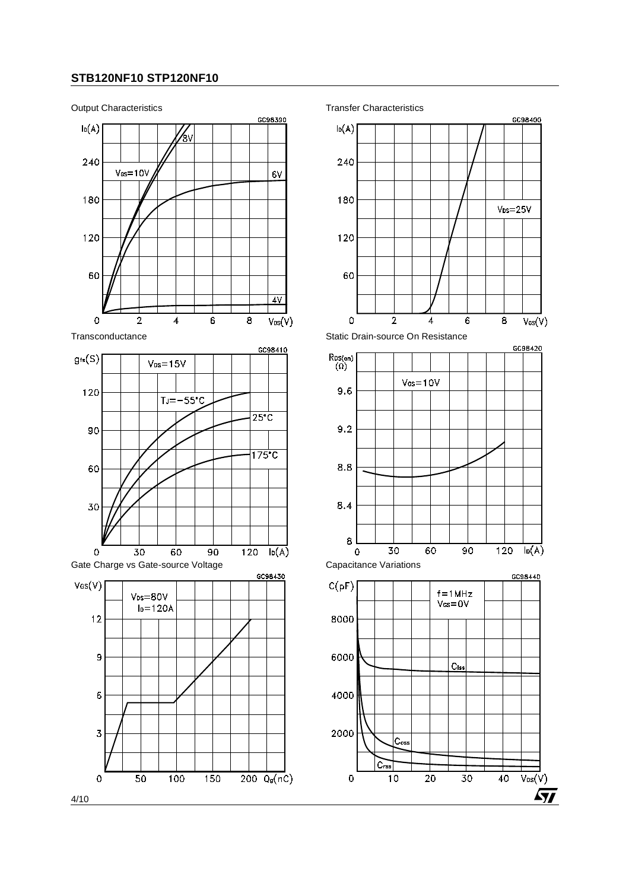Output Characteristics

Transfer Characteristics

Transconductance

Static Drain-source On Resistance

Gate Charge vs Gate-source Voltage

Capacitance Variations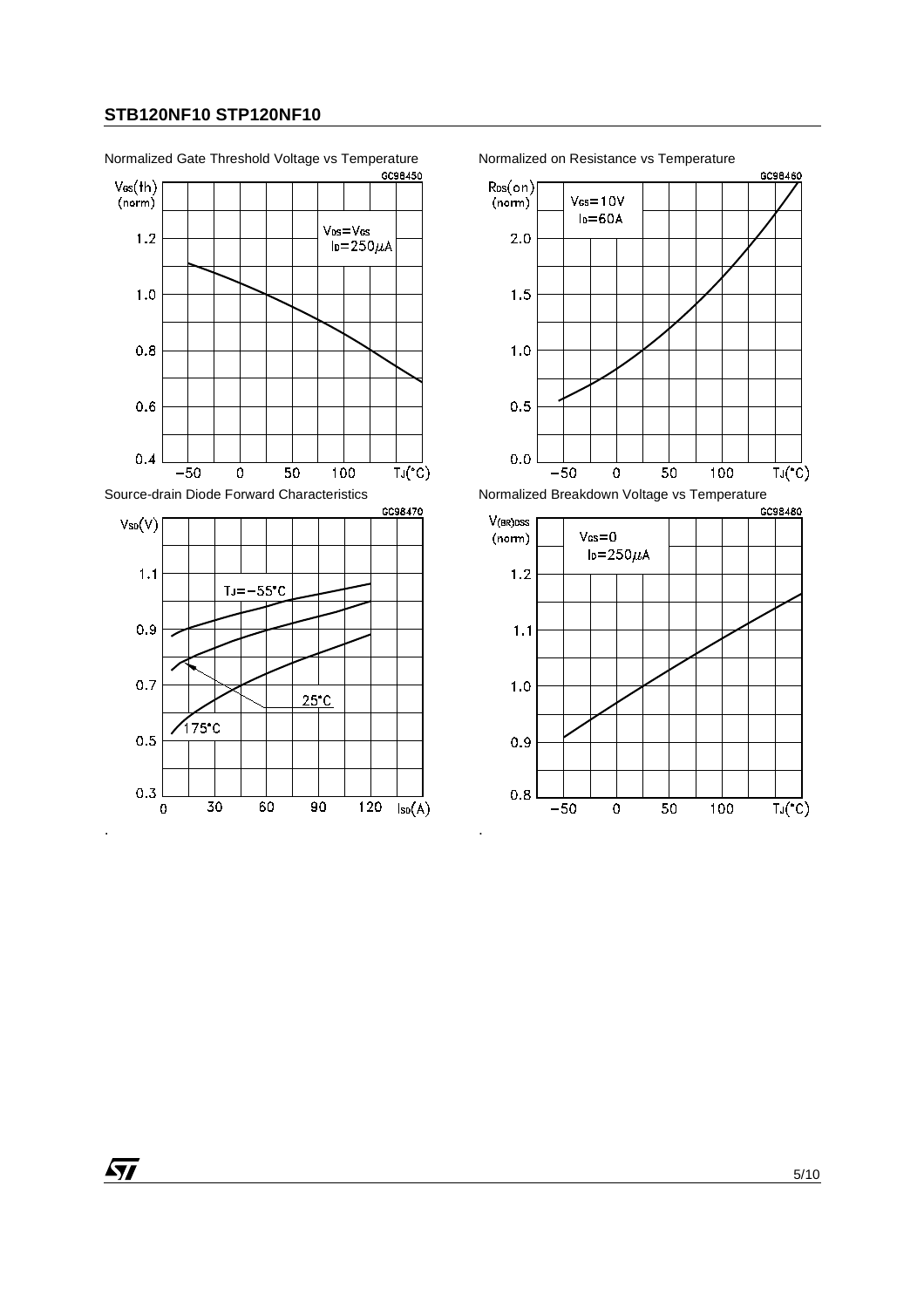Normalized Gate Threshold Voltage vs Temperature

Normalized on Resistance vs Temperature

Source-drain Diode Forward Characteristics

Normalized Breakdown Voltage vs Temperature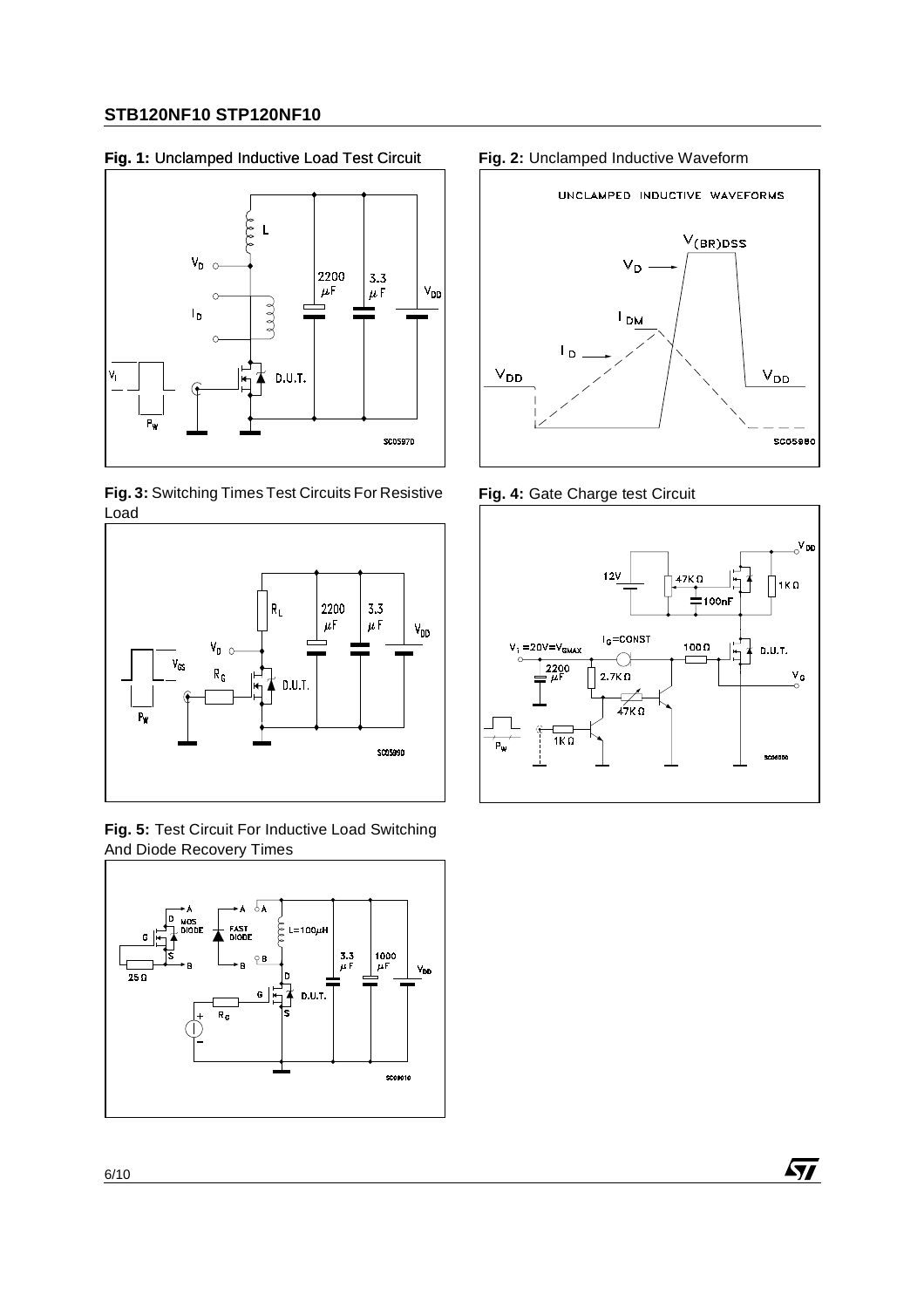**Fig. 1:** Unclamped Inductive Load Test Circuit

**Fig. 2:** Unclamped Inductive Waveform

**Fig. 3:** Switching Times Test Circuits For Resistive Load

**Fig. 4:** Gate Charge test Circuit

**Fig. 5:** Test Circuit For Inductive Load Switching And Diode Recovery Times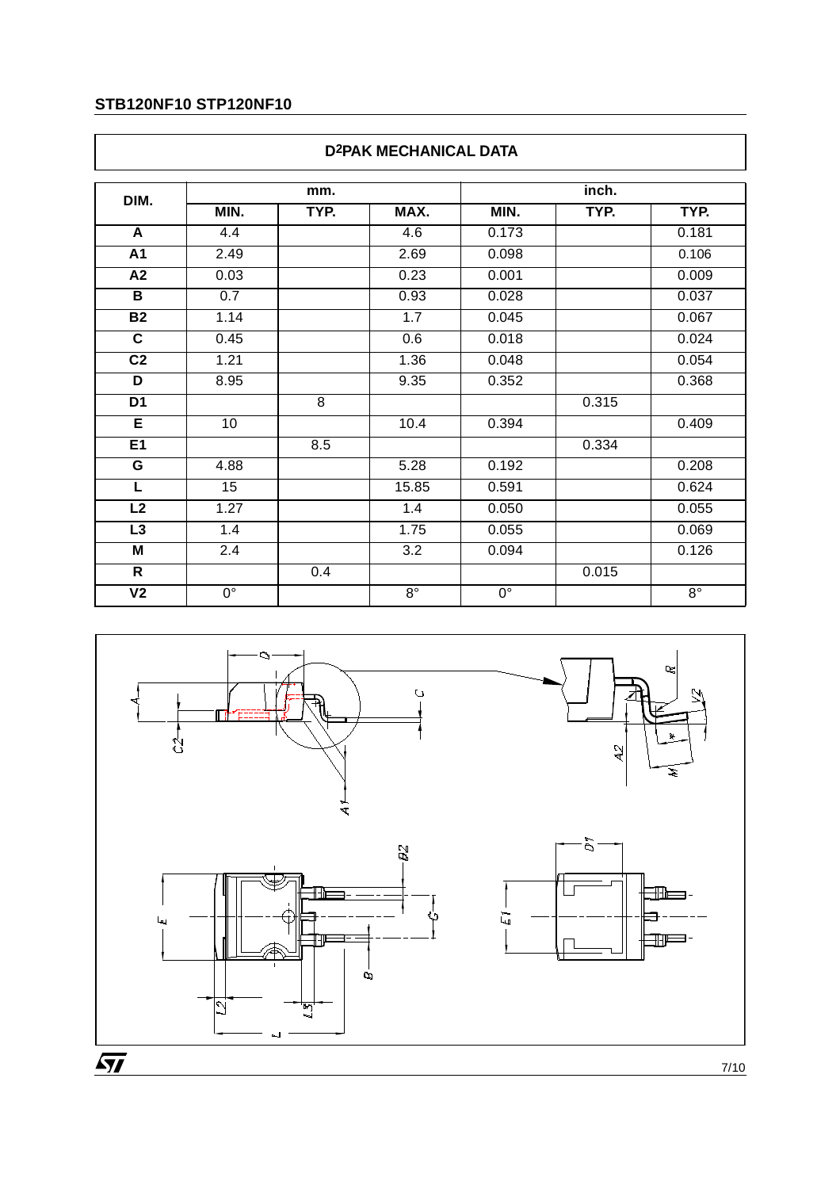## D²PAK MECHANICAL DATA

| DIM. | mm. | | | inch. | | |
|---|---|---|---|---|---|---|
| | MIN. | TYP. | MAX. | MIN. | TYP. | TYP. |
| A | 4.4 | | 4.6 | 0.173 | | 0.181 |
| A1 | 2.49 | | 2.69 | 0.098 | | 0.106 |
| A2 | 0.03 | | 0.23 | 0.001 | | 0.009 |
| B | 0.7 | | 0.93 | 0.028 | | 0.037 |
| B2 | 1.14 | | 1.7 | 0.045 | | 0.067 |
| C | 0.45 | | 0.6 | 0.018 | | 0.024 |
| C2 | 1.21 | | 1.36 | 0.048 | | 0.054 |
| D | 8.95 | | 9.35 | 0.352 | | 0.368 |
| D1 | | 8 | | | 0.315 | |
| E | 10 | | 10.4 | 0.394 | | 0.409 |
| E1 | | 8.5 | | | 0.334 | |
| G | 4.88 | | 5.28 | 0.192 | | 0.208 |
| L | 15 | | 15.85 | 0.591 | | 0.624 |
| L2 | 1.27 | | 1.4 | 0.050 | | 0.055 |
| L3 | 1.4 | | 1.75 | 0.055 | | 0.069 |
| M | 2.4 | | 3.2 | 0.094 | | 0.126 |
| R | | 0.4 | | | 0.015 | |
| V2 | 0° | | 8° | 0° | | 8° |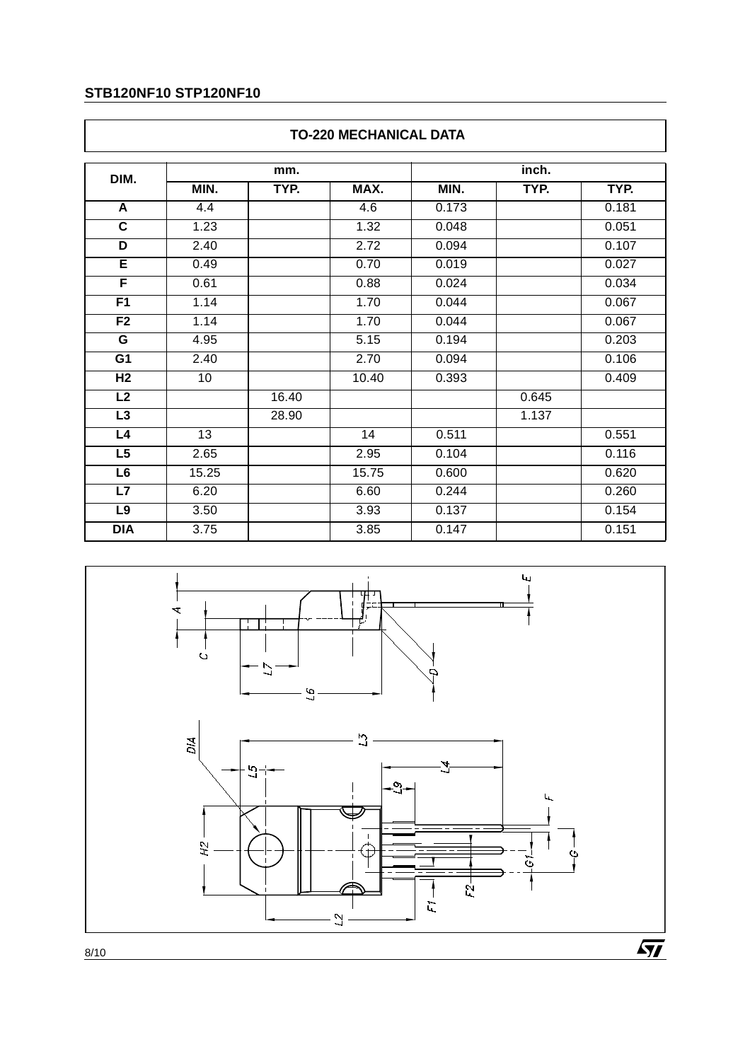## TO-220 MECHANICAL DATA

| DIM. | mm. | | | inch. | | |
|---|---|---|---|---|---|---|
| | MIN. | TYP. | MAX. | MIN. | TYP. | TYP. |
| A | 4.4 | | 4.6 | 0.173 | | 0.181 |
| C | 1.23 | | 1.32 | 0.048 | | 0.051 |
| D | 2.40 | | 2.72 | 0.094 | | 0.107 |
| E | 0.49 | | 0.70 | 0.019 | | 0.027 |
| F | 0.61 | | 0.88 | 0.024 | | 0.034 |
| F1 | 1.14 | | 1.70 | 0.044 | | 0.067 |
| F2 | 1.14 | | 1.70 | 0.044 | | 0.067 |
| G | 4.95 | | 5.15 | 0.194 | | 0.203 |
| G1 | 2.40 | | 2.70 | 0.094 | | 0.106 |
| H2 | 10 | | 10.40 | 0.393 | | 0.409 |
| L2 | | 16.40 | | | 0.645 | |
| L3 | | 28.90 | | | 1.137 | |
| L4 | 13 | | 14 | 0.511 | | 0.551 |
| L5 | 2.65 | | 2.95 | 0.104 | | 0.116 |
| L6 | 15.25 | | 15.75 | 0.600 | | 0.620 |
| L7 | 6.20 | | 6.60 | 0.244 | | 0.260 |
| L9 | 3.50 | | 3.93 | 0.137 | | 0.154 |
| DIA | 3.75 | | 3.85 | 0.147 | | 0.151 |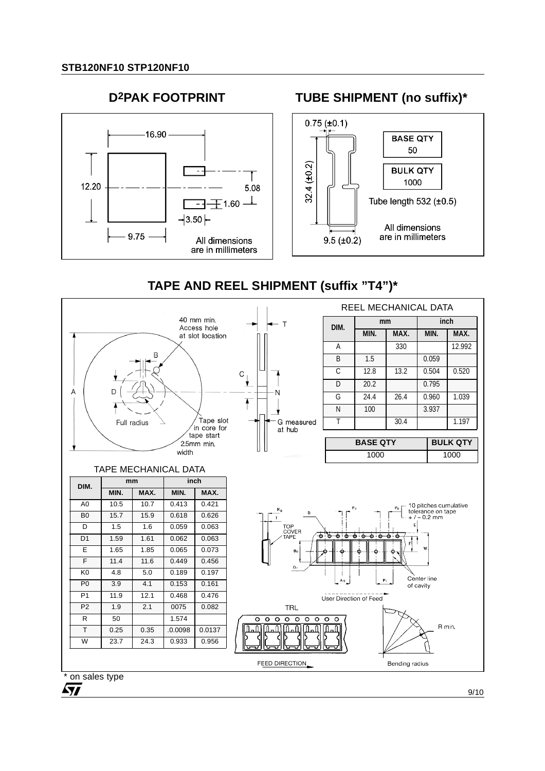## D2PAK FOOTPRINT

16.90

12.20

5.08

1.60

3.50

9.75

All dimensions are in millimeters

## TUBE SHIPMENT (no suffix)*

0.75 (±0.1)

32.4 (±0.2)

9.5 (±0.2)

BASE QTY 50

BULK QTY 1000

Tube length 532 (±0.5)

All dimensions are in millimeters

## TAPE AND REEL SHIPMENT (suffix "T4")*

40 mm min. Access hole at slot location

Full radius

Tape slot in core for tape start 2.5mm min. width

G measured at hub

REEL MECHANICAL DATA

| DIM. | mm | | inch | |
|---|---|---|---|---|
| | MIN. | MAX. | MIN. | MAX. |
| A | | 330 | | 12.992 |
| B | 1.5 | | 0.059 | |
| C | 12.8 | 13.2 | 0.504 | 0.520 |
| D | 20.2 | | 0.795 | |
| G | 24.4 | 26.4 | 0.960 | 1.039 |
| N | 100 | | 3.937 | |
| T | | 30.4 | | 1.197 |

| BASE QTY | BULK QTY |
|---|---|
| 1000 | 1000 |

TAPE MECHANICAL DATA

| DIM. | mm | | inch | |
|---|---|---|---|---|
| | MIN. | MAX. | MIN. | MAX. |
| A0 | 10.5 | 10.7 | 0.413 | 0.421 |
| B0 | 15.7 | 15.9 | 0.618 | 0.626 |
| D | 1.5 | 1.6 | 0.059 | 0.063 |
| D1 | 1.59 | 1.61 | 0.062 | 0.063 |
| E | 1.65 | 1.85 | 0.065 | 0.073 |
| F | 11.4 | 11.6 | 0.449 | 0.456 |
| K0 | 4.8 | 5.0 | 0.189 | 0.197 |
| P0 | 3.9 | 4.1 | 0.153 | 0.161 |
| P1 | 11.9 | 12.1 | 0.468 | 0.476 |
| P2 | 1.9 | 2.1 | 0075 | 0.082 |
| R | 50 | | 1.574 | |
| T | 0.25 | 0.35 | .0.0098 | 0.0137 |
| W | 23.7 | 24.3 | 0.933 | 0.956 |

TOP COVER TAPE

10 pitches cumulative tolerance on tape +/- 0.2 mm

Center line of cavity

User Direction of Feed

TRL

FEED DIRECTION

R min.

Bending radius

\* on sales type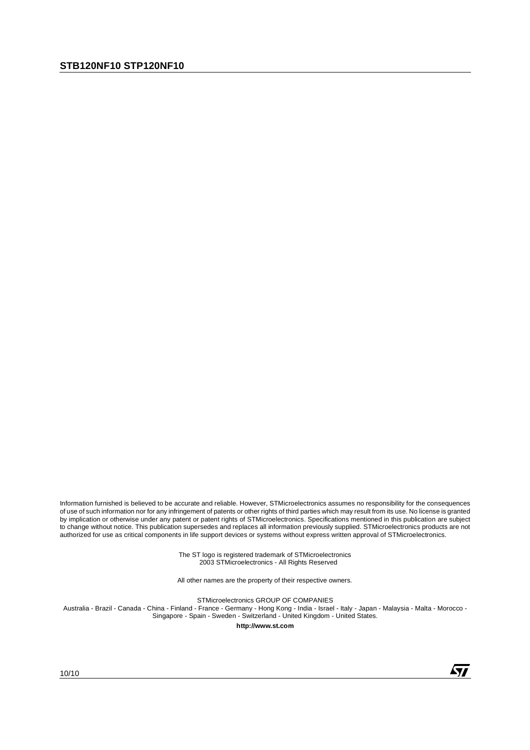Information furnished is believed to be accurate and reliable. However, STMicroelectronics assumes no responsibility for the consequences of use of such information nor for any infringement of patents or other rights of third parties which may result from its use. No license is granted by implication or otherwise under any patent or patent rights of STMicroelectronics. Specifications mentioned in this publication are subject to change without notice. This publication supersedes and replaces all information previously supplied. STMicroelectronics products are not authorized for use as critical components in life support devices or systems without express written approval of STMicroelectronics.

The ST logo is registered trademark of STMicroelectronics
2003 STMicroelectronics - All Rights Reserved

All other names are the property of their respective owners.

STMicroelectronics GROUP OF COMPANIES
Australia - Brazil - Canada - China - Finland - France - Germany - Hong Kong - India - Israel - Italy - Japan - Malaysia - Malta - Morocco - Singapore - Spain - Sweden - Switzerland - United Kingdom - United States.

**http://www.st.com**